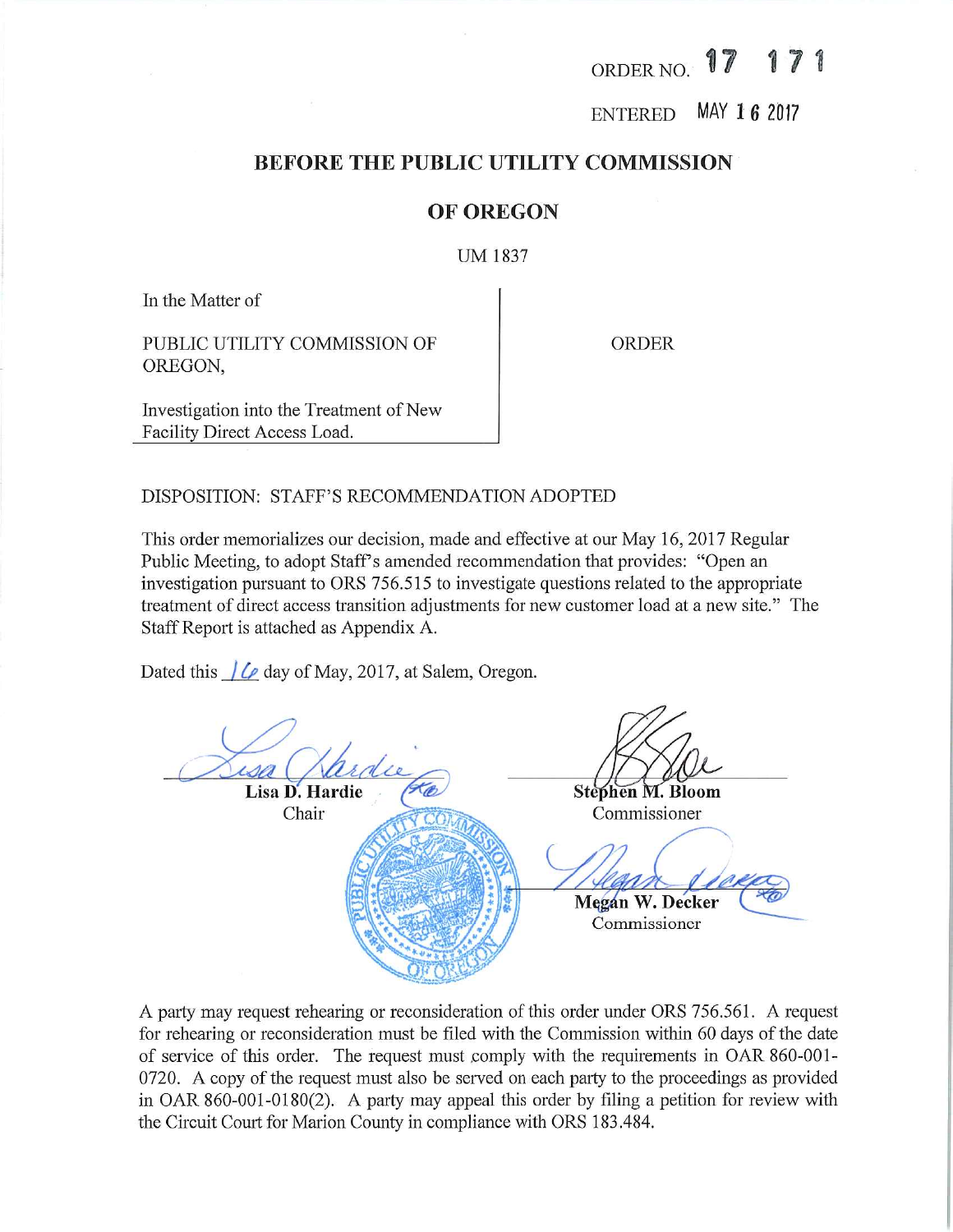ORDER NO. 17 171

ENTERED MAY 16 2017

## BEFORE THE PUBLIC UTILITY COMMISSION

## OF OREGON

UM 1837

| In the Matter of | ORDER |
| --- | --- |
| PUBLIC UTILITY COMMISSION OF OREGON, | |
| Investigation into the Treatment of New Facility Direct Access Load. | |

DISPOSITION: STAFF'S RECOMMENDATION ADOPTED

This order memorializes our decision, made and effective at our May 16, 2017 Regular Public Meeting, to adopt Staff's amended recommendation that provides: "Open an investigation pursuant to ORS 756.515 to investigate questions related to the appropriate treatment of direct access transition adjustments for new customer load at a new site." The Staff Report is attached as Appendix A.

Dated this 16 day of May, 2017, at Salem, Oregon.

**Lisa D. Hardie**
Chair

**Stephen M. Bloom**
Commissioner

**Megan W. Decker**
Commissioner

A party may request rehearing or reconsideration of this order under ORS 756.561. A request for rehearing or reconsideration must be filed with the Commission within 60 days of the date of service of this order. The request must comply with the requirements in OAR 860-001-0720. A copy of the request must also be served on each party to the proceedings as provided in OAR 860-001-0180(2). A party may appeal this order by filing a petition for review with the Circuit Court for Marion County in compliance with ORS 183.484.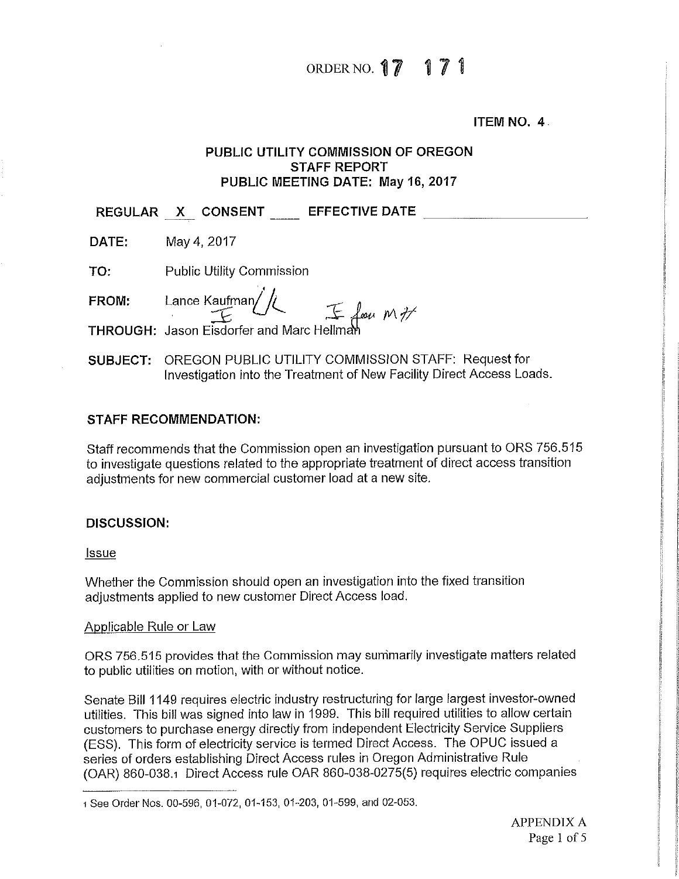ORDER NO. **17 171**

**ITEM NO. 4**

**PUBLIC UTILITY COMMISSION OF OREGON**
**STAFF REPORT**
**PUBLIC MEETING DATE: May 16, 2017**

**REGULAR** X **CONSENT** ____ **EFFECTIVE DATE** ____________

**DATE:** May 4, 2017

**TO:** Public Utility Commission

**FROM:** Lance Kaufman

**THROUGH:** Jason Eisdorfer and Marc Hellman

**SUBJECT:** OREGON PUBLIC UTILITY COMMISSION STAFF: Request for Investigation into the Treatment of New Facility Direct Access Loads.

## STAFF RECOMMENDATION:

Staff recommends that the Commission open an investigation pursuant to ORS 756.515 to investigate questions related to the appropriate treatment of direct access transition adjustments for new commercial customer load at a new site.

## DISCUSSION:

Issue

Whether the Commission should open an investigation into the fixed transition adjustments applied to new customer Direct Access load.

Applicable Rule or Law

ORS 756.515 provides that the Commission may summarily investigate matters related to public utilities on motion, with or without notice.

Senate Bill 1149 requires electric industry restructuring for large largest investor-owned utilities. This bill was signed into law in 1999. This bill required utilities to allow certain customers to purchase energy directly from independent Electricity Service Suppliers (ESS). This form of electricity service is termed Direct Access. The OPUC issued a series of orders establishing Direct Access rules in Oregon Administrative Rule (OAR) 860-038.[1] Direct Access rule OAR 860-038-0275(5) requires electric companies

[1] See Order Nos. 00-596, 01-072, 01-153, 01-203, 01-599, and 02-053.

APPENDIX A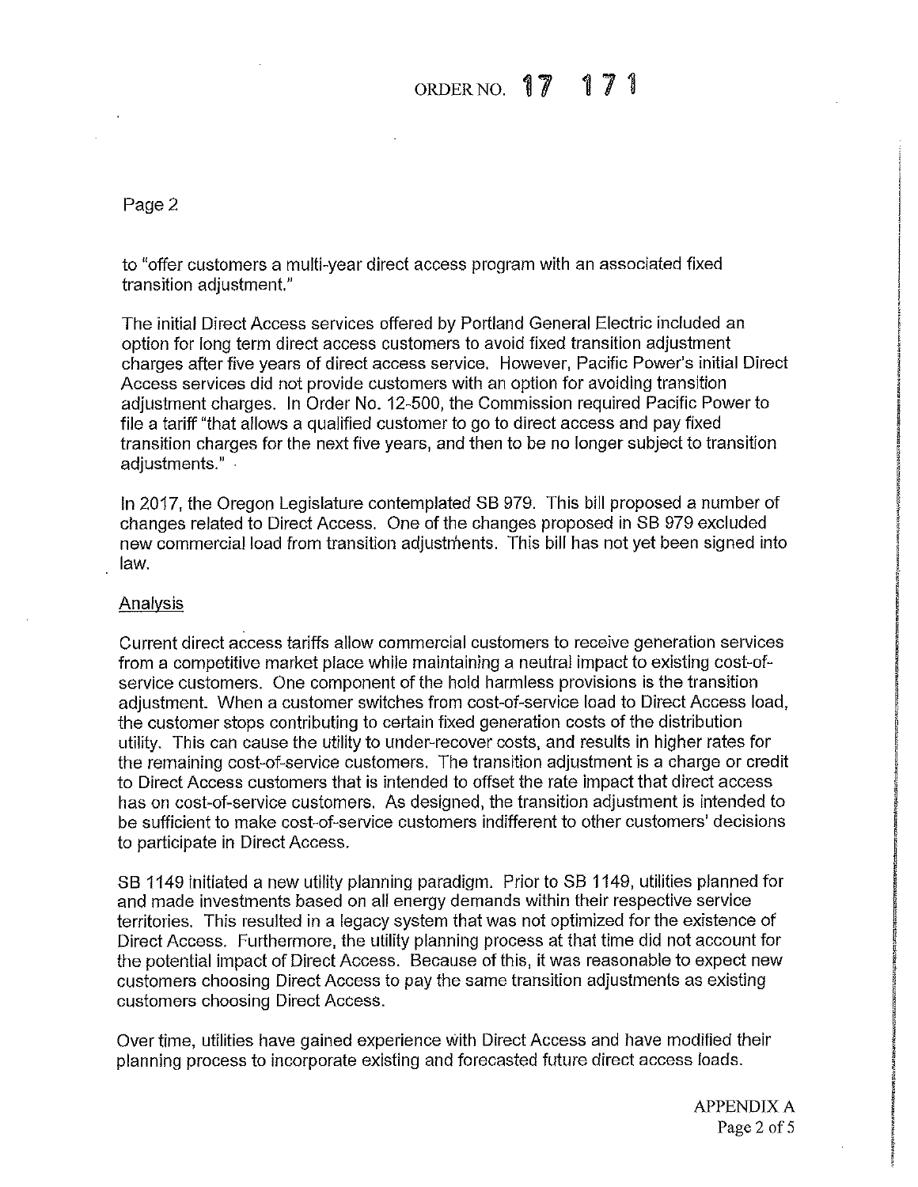to "offer customers a multi-year direct access program with an associated fixed transition adjustment."

The initial Direct Access services offered by Portland General Electric included an option for long term direct access customers to avoid fixed transition adjustment charges after five years of direct access service. However, Pacific Power's initial Direct Access services did not provide customers with an option for avoiding transition adjustment charges. In Order No. 12-500, the Commission required Pacific Power to file a tariff "that allows a qualified customer to go to direct access and pay fixed transition charges for the next five years, and then to be no longer subject to transition adjustments."

In 2017, the Oregon Legislature contemplated SB 979. This bill proposed a number of changes related to Direct Access. One of the changes proposed in SB 979 excluded new commercial load from transition adjustments. This bill has not yet been signed into law.

## Analysis

Current direct access tariffs allow commercial customers to receive generation services from a competitive market place while maintaining a neutral impact to existing cost-of-service customers. One component of the hold harmless provisions is the transition adjustment. When a customer switches from cost-of-service load to Direct Access load, the customer stops contributing to certain fixed generation costs of the distribution utility. This can cause the utility to under-recover costs, and results in higher rates for the remaining cost-of-service customers. The transition adjustment is a charge or credit to Direct Access customers that is intended to offset the rate impact that direct access has on cost-of-service customers. As designed, the transition adjustment is intended to be sufficient to make cost-of-service customers indifferent to other customers' decisions to participate in Direct Access.

SB 1149 initiated a new utility planning paradigm. Prior to SB 1149, utilities planned for and made investments based on all energy demands within their respective service territories. This resulted in a legacy system that was not optimized for the existence of Direct Access. Furthermore, the utility planning process at that time did not account for the potential impact of Direct Access. Because of this, it was reasonable to expect new customers choosing Direct Access to pay the same transition adjustments as existing customers choosing Direct Access.

Over time, utilities have gained experience with Direct Access and have modified their planning process to incorporate existing and forecasted future direct access loads.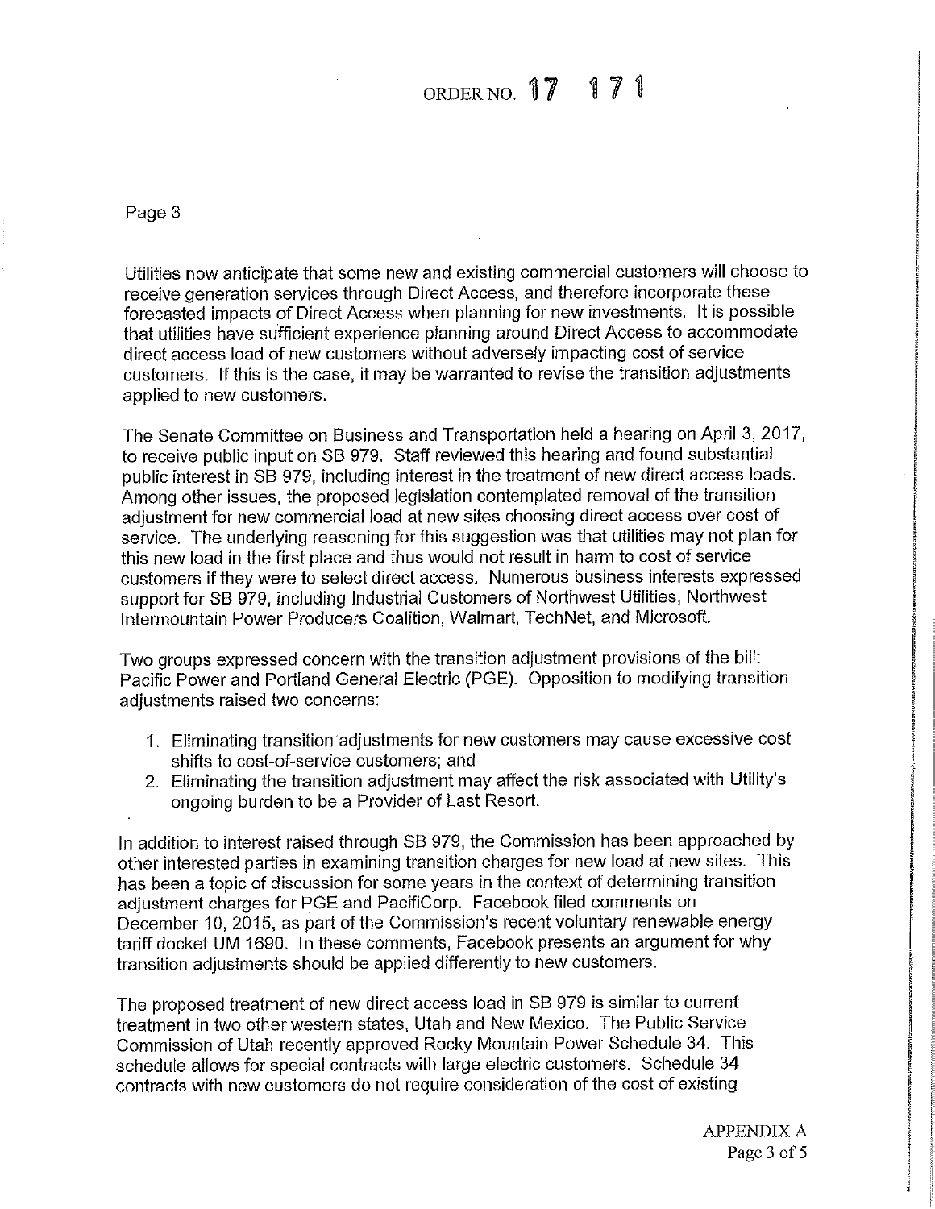Utilities now anticipate that some new and existing commercial customers will choose to receive generation services through Direct Access, and therefore incorporate these forecasted impacts of Direct Access when planning for new investments. It is possible that utilities have sufficient experience planning around Direct Access to accommodate direct access load of new customers without adversely impacting cost of service customers. If this is the case, it may be warranted to revise the transition adjustments applied to new customers.

The Senate Committee on Business and Transportation held a hearing on April 3, 2017, to receive public input on SB 979. Staff reviewed this hearing and found substantial public interest in SB 979, including interest in the treatment of new direct access loads. Among other issues, the proposed legislation contemplated removal of the transition adjustment for new commercial load at new sites choosing direct access over cost of service. The underlying reasoning for this suggestion was that utilities may not plan for this new load in the first place and thus would not result in harm to cost of service customers if they were to select direct access. Numerous business interests expressed support for SB 979, including Industrial Customers of Northwest Utilities, Northwest Intermountain Power Producers Coalition, Walmart, TechNet, and Microsoft.

Two groups expressed concern with the transition adjustment provisions of the bill: Pacific Power and Portland General Electric (PGE). Opposition to modifying transition adjustments raised two concerns:

1. Eliminating transition adjustments for new customers may cause excessive cost shifts to cost-of-service customers; and
2. Eliminating the transition adjustment may affect the risk associated with Utility's ongoing burden to be a Provider of Last Resort.

In addition to interest raised through SB 979, the Commission has been approached by other interested parties in examining transition charges for new load at new sites. This has been a topic of discussion for some years in the context of determining transition adjustment charges for PGE and PacifiCorp. Facebook filed comments on December 10, 2015, as part of the Commission's recent voluntary renewable energy tariff docket UM 1690. In these comments, Facebook presents an argument for why transition adjustments should be applied differently to new customers.

The proposed treatment of new direct access load in SB 979 is similar to current treatment in two other western states, Utah and New Mexico. The Public Service Commission of Utah recently approved Rocky Mountain Power Schedule 34. This schedule allows for special contracts with large electric customers. Schedule 34 contracts with new customers do not require consideration of the cost of existing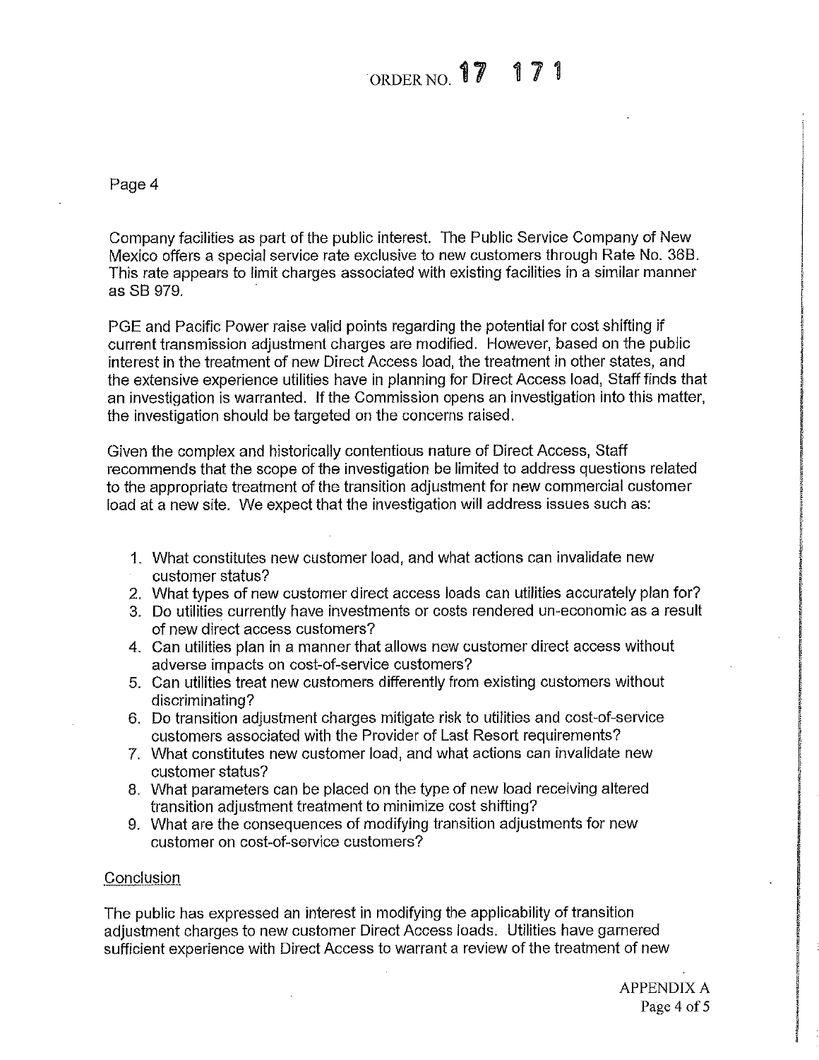Company facilities as part of the public interest. The Public Service Company of New Mexico offers a special service rate exclusive to new customers through Rate No. 36B. This rate appears to limit charges associated with existing facilities in a similar manner as SB 979.

PGE and Pacific Power raise valid points regarding the potential for cost shifting if current transmission adjustment charges are modified. However, based on the public interest in the treatment of new Direct Access load, the treatment in other states, and the extensive experience utilities have in planning for Direct Access load, Staff finds that an investigation is warranted. If the Commission opens an investigation into this matter, the investigation should be targeted on the concerns raised.

Given the complex and historically contentious nature of Direct Access, Staff recommends that the scope of the investigation be limited to address questions related to the appropriate treatment of the transition adjustment for new commercial customer load at a new site. We expect that the investigation will address issues such as:

1. What constitutes new customer load, and what actions can invalidate new customer status?
2. What types of new customer direct access loads can utilities accurately plan for?
3. Do utilities currently have investments or costs rendered un-economic as a result of new direct access customers?
4. Can utilities plan in a manner that allows new customer direct access without adverse impacts on cost-of-service customers?
5. Can utilities treat new customers differently from existing customers without discriminating?
6. Do transition adjustment charges mitigate risk to utilities and cost-of-service customers associated with the Provider of Last Resort requirements?
7. What constitutes new customer load, and what actions can invalidate new customer status?
8. What parameters can be placed on the type of new load receiving altered transition adjustment treatment to minimize cost shifting?
9. What are the consequences of modifying transition adjustments for new customer on cost-of-service customers?

## Conclusion

The public has expressed an interest in modifying the applicability of transition adjustment charges to new customer Direct Access loads. Utilities have garnered sufficient experience with Direct Access to warrant a review of the treatment of new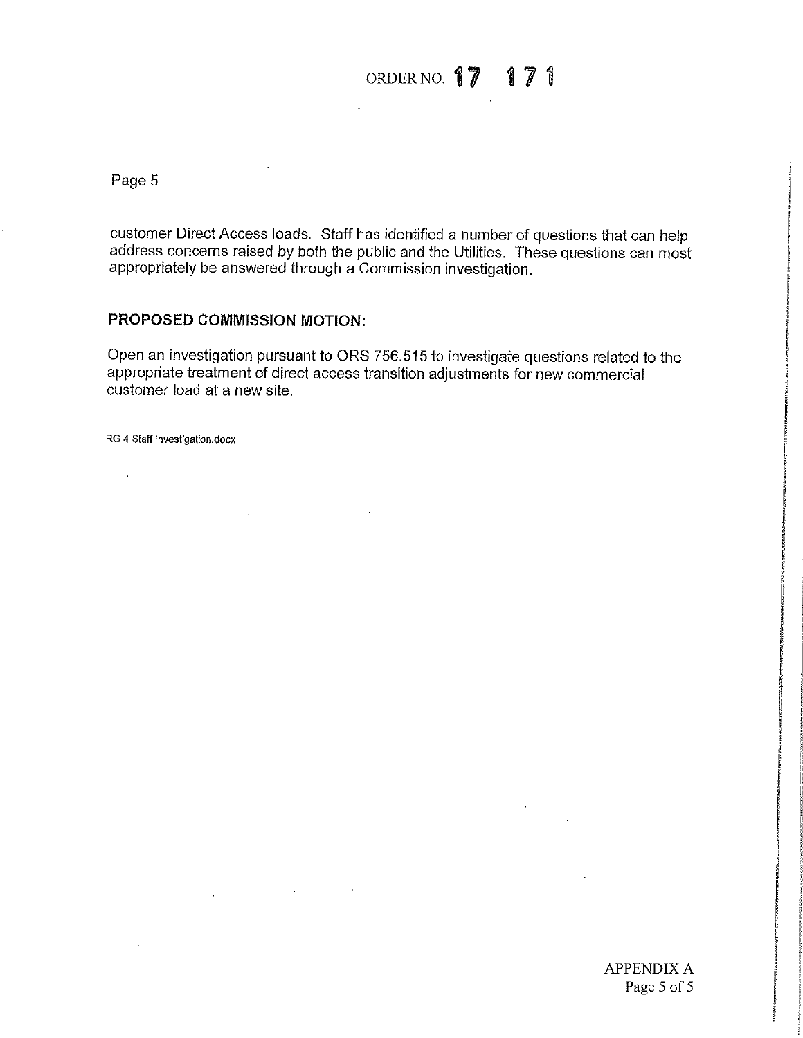customer Direct Access loads. Staff has identified a number of questions that can help address concerns raised by both the public and the Utilities. These questions can most appropriately be answered through a Commission investigation.

**PROPOSED COMMISSION MOTION:**

Open an investigation pursuant to ORS 756.515 to investigate questions related to the appropriate treatment of direct access transition adjustments for new commercial customer load at a new site.

RG 4 Staff Investigation.docx

APPENDIX A